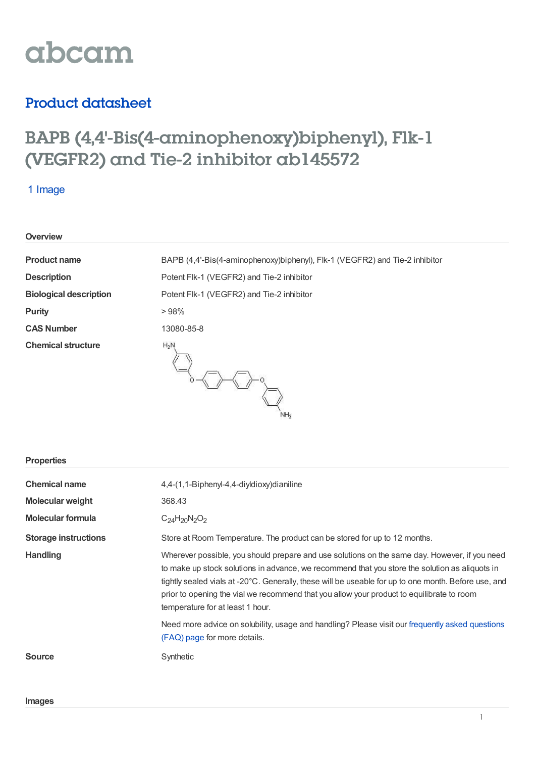abcam

## Product datasheet

# BAPB (4,4'-Bis(4-aminophenoxy)biphenyl), Flk-1 (VEGFR2) and Tie-2 inhibitor ab145572

1 Image

### Overview

| | |
|---|---|
| **Product name** | BAPB (4,4'-Bis(4-aminophenoxy)biphenyl), Flk-1 (VEGFR2) and Tie-2 inhibitor |
| **Description** | Potent Flk-1 (VEGFR2) and Tie-2 inhibitor |
| **Biological description** | Potent Flk-1 (VEGFR2) and Tie-2 inhibitor |
| **Purity** | > 98% |
| **CAS Number** | 13080-85-8 |
| **Chemical structure** | |

### Properties

| | |
|---|---|
| **Chemical name** | 4,4-(1,1-Biphenyl-4,4-diyldioxy)dianiline |
| **Molecular weight** | 368.43 |
| **Molecular formula** | $C_{24}H_{20}N_2O_2$ |
| **Storage instructions** | Store at Room Temperature. The product can be stored for up to 12 months. |
| **Handling** | Wherever possible, you should prepare and use solutions on the same day. However, if you need to make up stock solutions in advance, we recommend that you store the solution as aliquots in tightly sealed vials at -20°C. Generally, these will be useable for up to one month. Before use, and prior to opening the vial we recommend that you allow your product to equilibrate to room temperature for at least 1 hour. |
| | Need more advice on solubility, usage and handling? Please visit our frequently asked questions (FAQ) page for more details. |
| **Source** | Synthetic |

### Images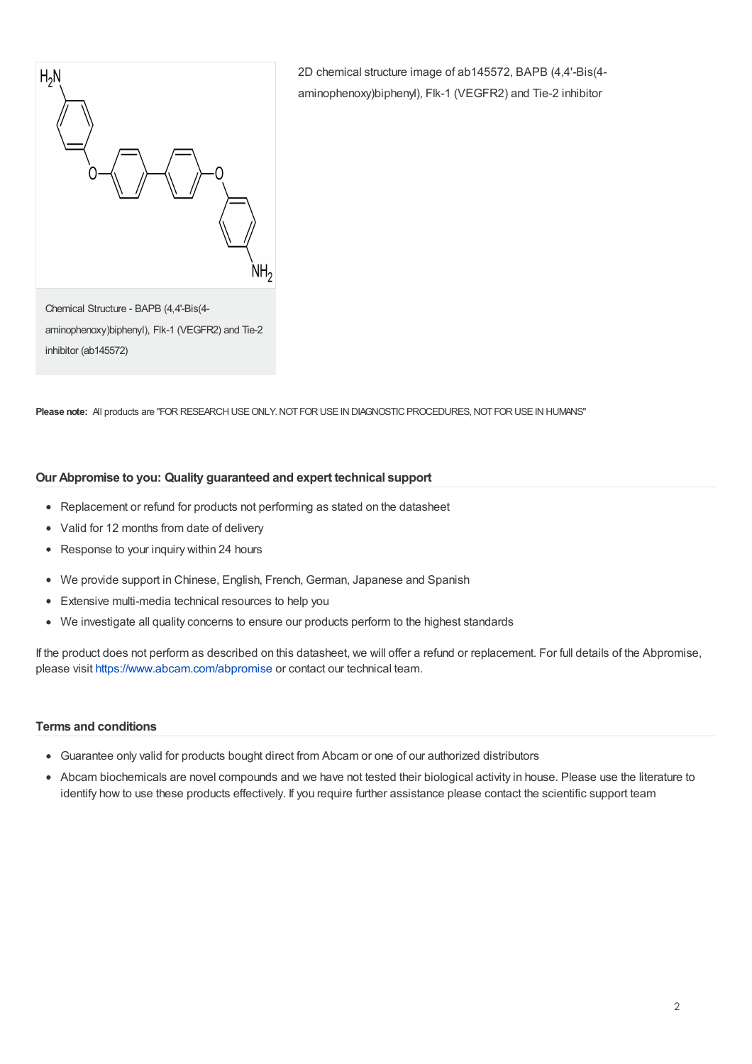2D chemical structure image of ab145572, BAPB (4,4'-Bis(4-aminophenoxy)biphenyl), Flk-1 (VEGFR2) and Tie-2 inhibitor

Chemical Structure - BAPB (4,4'-Bis(4-aminophenoxy)biphenyl), Flk-1 (VEGFR2) and Tie-2 inhibitor (ab145572)

**Please note:** All products are "FOR RESEARCH USE ONLY. NOT FOR USE IN DIAGNOSTIC PROCEDURES, NOT FOR USE IN HUMANS"

### Our Abpromise to you: Quality guaranteed and expert technical support

- Replacement or refund for products not performing as stated on the datasheet
- Valid for 12 months from date of delivery
- Response to your inquiry within 24 hours

- We provide support in Chinese, English, French, German, Japanese and Spanish
- Extensive multi-media technical resources to help you
- We investigate all quality concerns to ensure our products perform to the highest standards

If the product does not perform as described on this datasheet, we will offer a refund or replacement. For full details of the Abpromise, please visit https://www.abcam.com/abpromise or contact our technical team.

### Terms and conditions

- Guarantee only valid for products bought direct from Abcam or one of our authorized distributors
- Abcam biochemicals are novel compounds and we have not tested their biological activity in house. Please use the literature to identify how to use these products effectively. If you require further assistance please contact the scientific support team